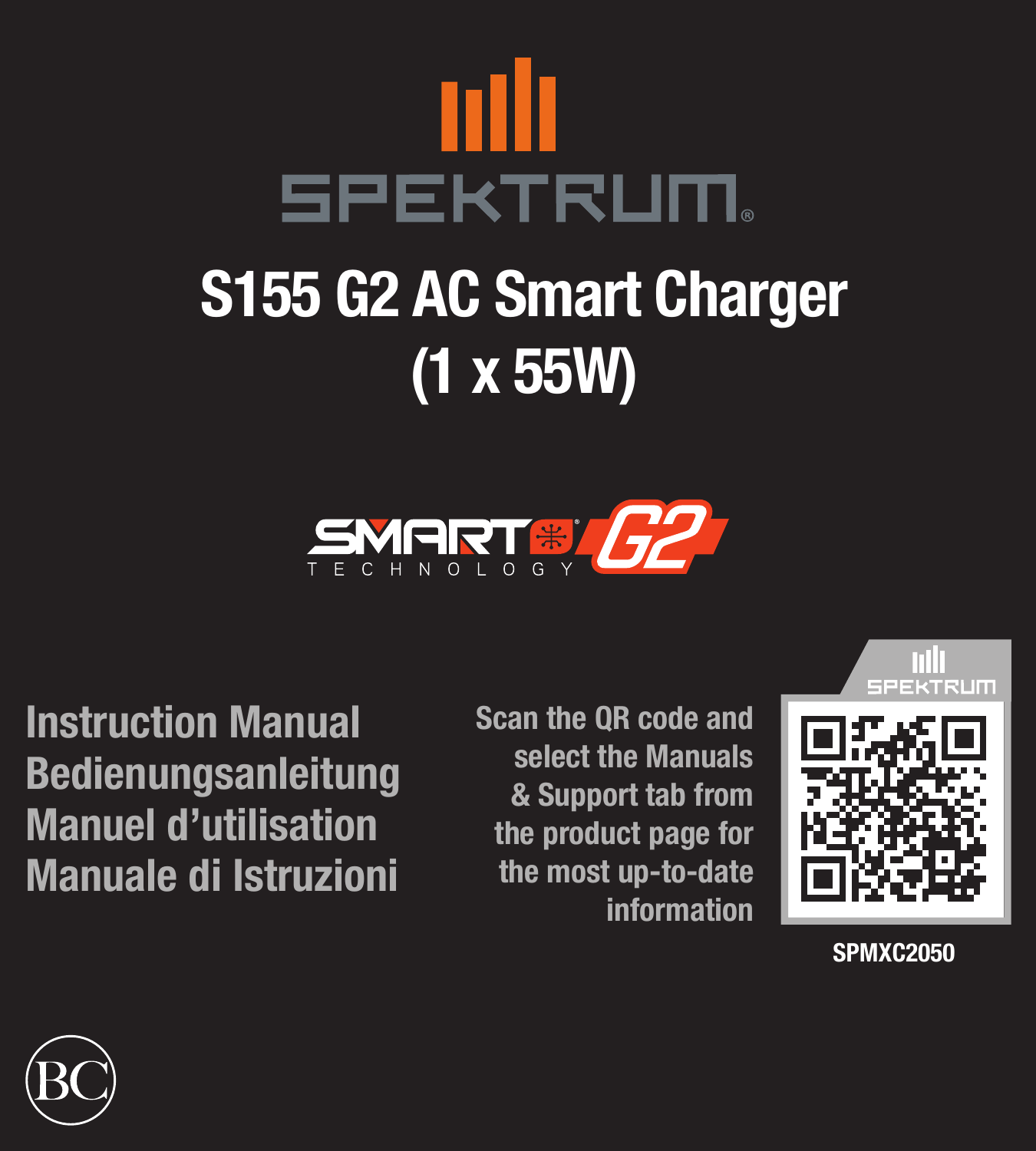# SPEKTRUM

# S155 G2 AC Smart Charger (1 x 55W)

SMART TECHNOLOGY G2

**Instruction Manual**
**Bedienungsanleitung**
**Manuel d'utilisation**
**Manuale di Istruzioni**

Scan the QR code and select the Manuals & Support tab from the product page for the most up-to-date information

**SPMXC2050**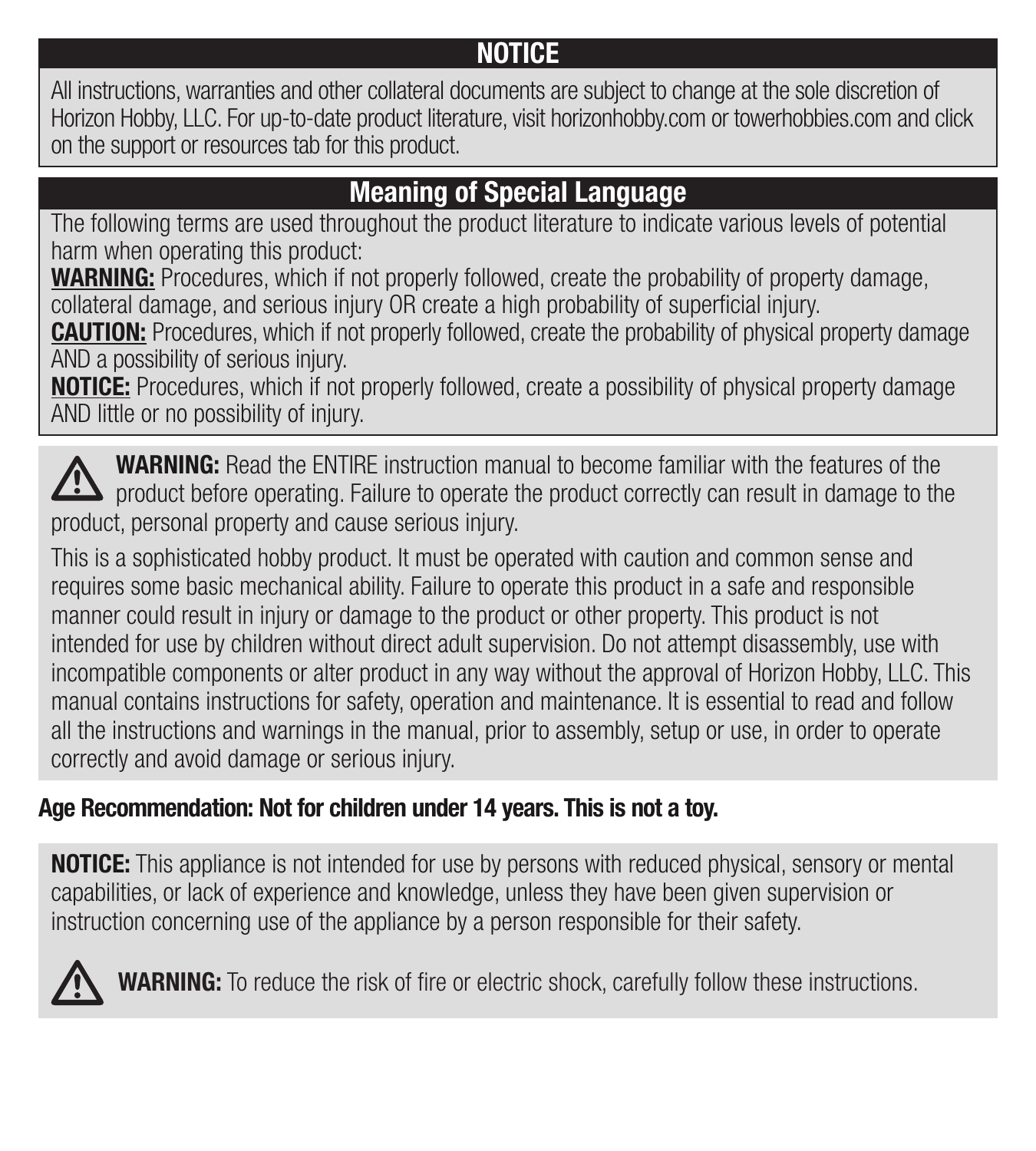## NOTICE

All instructions, warranties and other collateral documents are subject to change at the sole discretion of Horizon Hobby, LLC. For up-to-date product literature, visit horizonhobby.com or towerhobbies.com and click on the support or resources tab for this product.

## Meaning of Special Language

The following terms are used throughout the product literature to indicate various levels of potential harm when operating this product:

**WARNING:** Procedures, which if not properly followed, create the probability of property damage, collateral damage, and serious injury OR create a high probability of superficial injury.

**CAUTION:** Procedures, which if not properly followed, create the probability of physical property damage AND a possibility of serious injury.

**NOTICE:** Procedures, which if not properly followed, create a possibility of physical property damage AND little or no possibility of injury.

**WARNING:** Read the ENTIRE instruction manual to become familiar with the features of the product before operating. Failure to operate the product correctly can result in damage to the product, personal property and cause serious injury.

This is a sophisticated hobby product. It must be operated with caution and common sense and requires some basic mechanical ability. Failure to operate this product in a safe and responsible manner could result in injury or damage to the product or other property. This product is not intended for use by children without direct adult supervision. Do not attempt disassembly, use with incompatible components or alter product in any way without the approval of Horizon Hobby, LLC. This manual contains instructions for safety, operation and maintenance. It is essential to read and follow all the instructions and warnings in the manual, prior to assembly, setup or use, in order to operate correctly and avoid damage or serious injury.

**Age Recommendation: Not for children under 14 years. This is not a toy.**

**NOTICE:** This appliance is not intended for use by persons with reduced physical, sensory or mental capabilities, or lack of experience and knowledge, unless they have been given supervision or instruction concerning use of the appliance by a person responsible for their safety.

**WARNING:** To reduce the risk of fire or electric shock, carefully follow these instructions.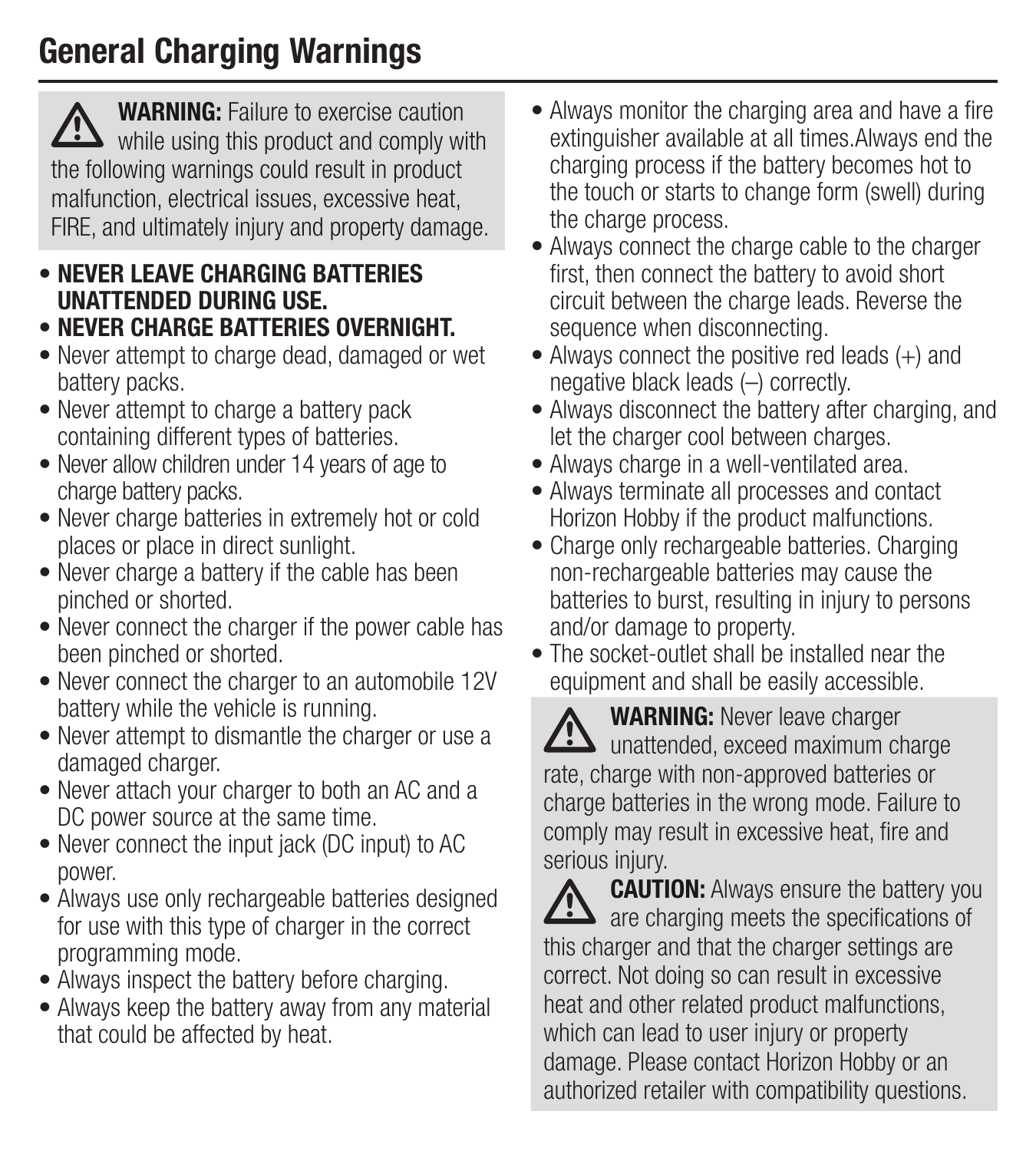# General Charging Warnings

⚠ **WARNING:** Failure to exercise caution while using this product and comply with the following warnings could result in product malfunction, electrical issues, excessive heat, FIRE, and ultimately injury and property damage.

- **NEVER LEAVE CHARGING BATTERIES UNATTENDED DURING USE.**
- **NEVER CHARGE BATTERIES OVERNIGHT.**
- Never attempt to charge dead, damaged or wet battery packs.
- Never attempt to charge a battery pack containing different types of batteries.
- Never allow children under 14 years of age to charge battery packs.
- Never charge batteries in extremely hot or cold places or place in direct sunlight.
- Never charge a battery if the cable has been pinched or shorted.
- Never connect the charger if the power cable has been pinched or shorted.
- Never connect the charger to an automobile 12V battery while the vehicle is running.
- Never attempt to dismantle the charger or use a damaged charger.
- Never attach your charger to both an AC and a DC power source at the same time.
- Never connect the input jack (DC input) to AC power.
- Always use only rechargeable batteries designed for use with this type of charger in the correct programming mode.
- Always inspect the battery before charging.
- Always keep the battery away from any material that could be affected by heat.
- Always monitor the charging area and have a fire extinguisher available at all times.Always end the charging process if the battery becomes hot to the touch or starts to change form (swell) during the charge process.
- Always connect the charge cable to the charger first, then connect the battery to avoid short circuit between the charge leads. Reverse the sequence when disconnecting.
- Always connect the positive red leads (+) and negative black leads (–) correctly.
- Always disconnect the battery after charging, and let the charger cool between charges.
- Always charge in a well-ventilated area.
- Always terminate all processes and contact Horizon Hobby if the product malfunctions.
- Charge only rechargeable batteries. Charging non-rechargeable batteries may cause the batteries to burst, resulting in injury to persons and/or damage to property.
- The socket-outlet shall be installed near the equipment and shall be easily accessible.

⚠ **WARNING:** Never leave charger unattended, exceed maximum charge rate, charge with non-approved batteries or charge batteries in the wrong mode. Failure to comply may result in excessive heat, fire and serious injury.

⚠ **CAUTION:** Always ensure the battery you are charging meets the specifications of this charger and that the charger settings are correct. Not doing so can result in excessive heat and other related product malfunctions, which can lead to user injury or property damage. Please contact Horizon Hobby or an authorized retailer with compatibility questions.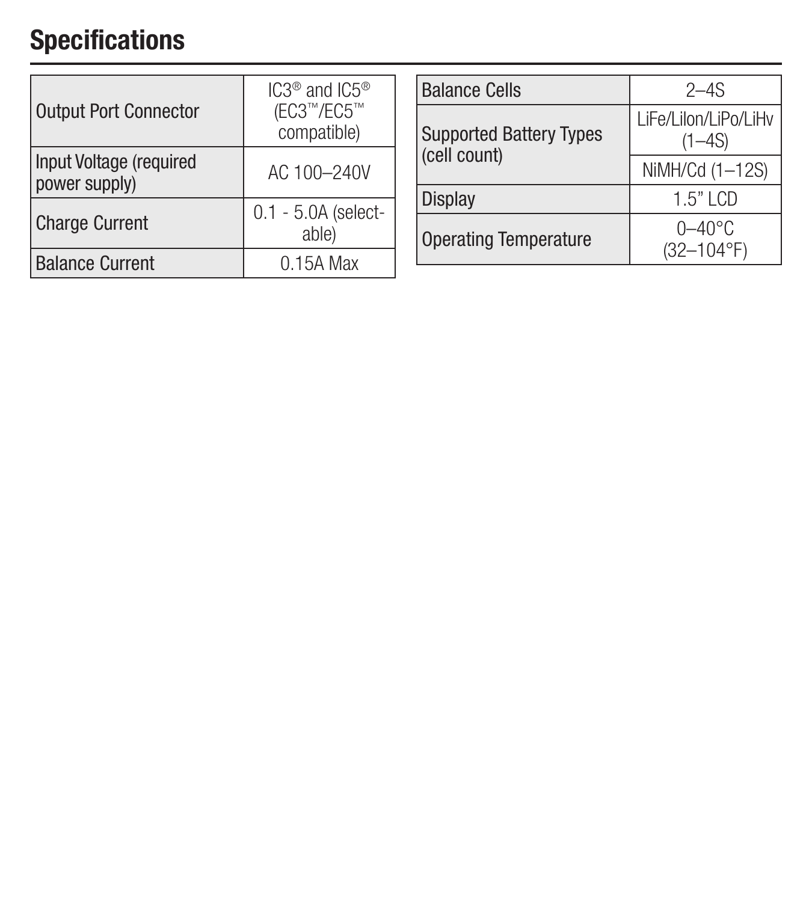## Specifications

| Output Port Connector | IC3® and IC5® (EC3™/EC5™ compatible) |
|---|---|
| Input Voltage (required power supply) | AC 100–240V |
| Charge Current | 0.1 - 5.0A (selectable) |
| Balance Current | 0.15A Max |

| Balance Cells | 2–4S |
|---|---|
| Supported Battery Types (cell count) | LiFe/LiIon/LiPo/LiHv (1–4S) |
| | NiMH/Cd (1–12S) |
| Display | 1.5" LCD |
| Operating Temperature | 0–40°C (32–104°F) |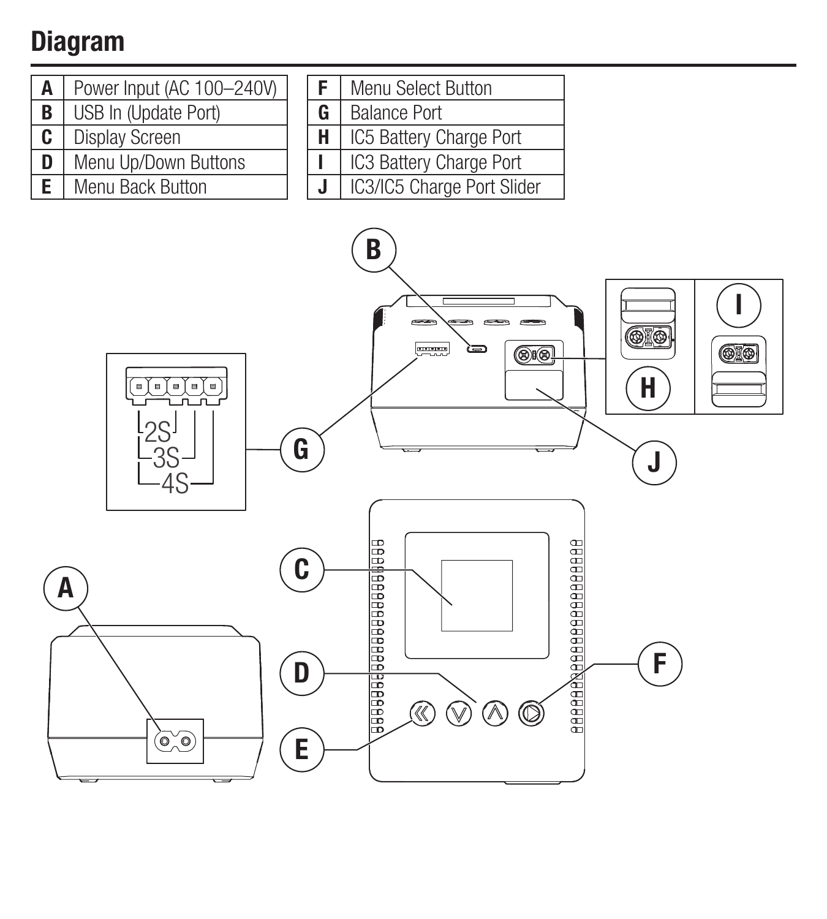# Diagram

| | |
|---|---|
| **A** | Power Input (AC 100–240V) |
| **B** | USB In (Update Port) |
| **C** | Display Screen |
| **D** | Menu Up/Down Buttons |
| **E** | Menu Back Button |

| | |
|---|---|
| **F** | Menu Select Button |
| **G** | Balance Port |
| **H** | IC5 Battery Charge Port |
| **I** | IC3 Battery Charge Port |
| **J** | IC3/IC5 Charge Port Slider |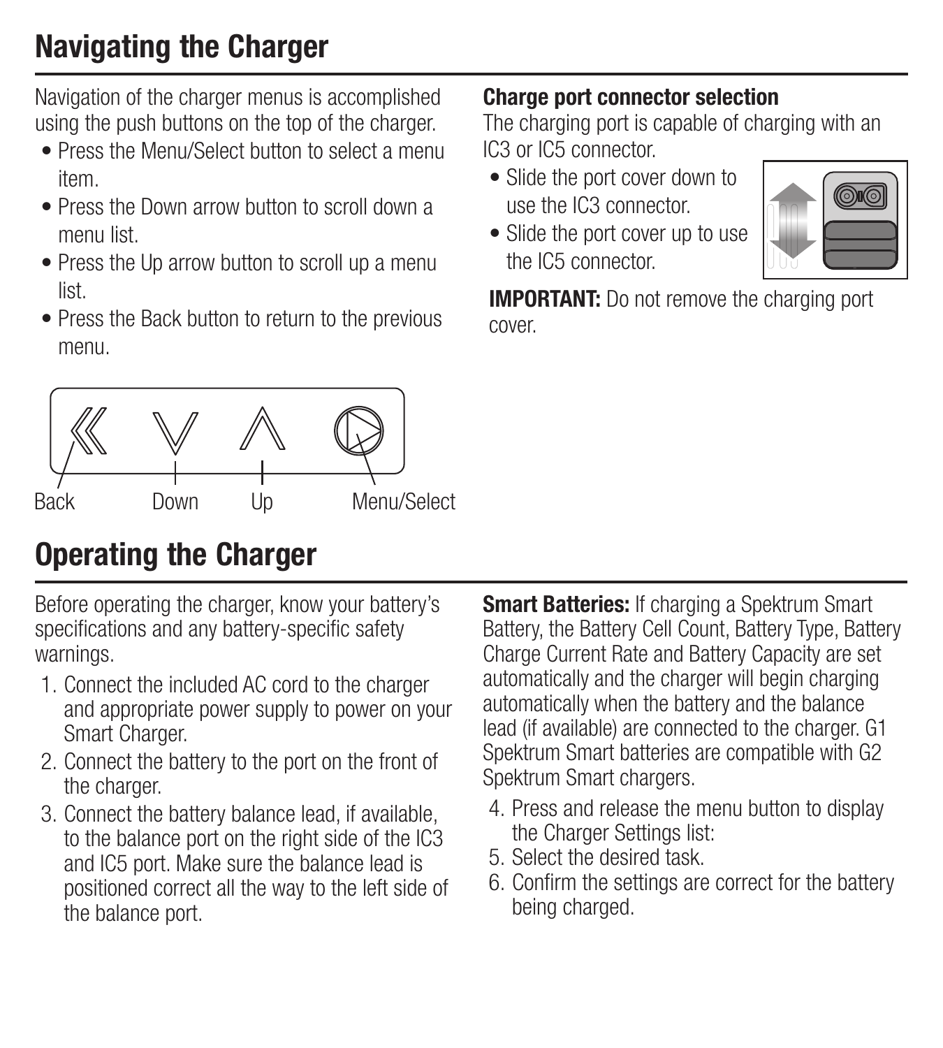# Navigating the Charger

Navigation of the charger menus is accomplished using the push buttons on the top of the charger.

- Press the Menu/Select button to select a menu item.
- Press the Down arrow button to scroll down a menu list.
- Press the Up arrow button to scroll up a menu list.
- Press the Back button to return to the previous menu.

Back Down Up Menu/Select

**Charge port connector selection**
The charging port is capable of charging with an IC3 or IC5 connector.

- Slide the port cover down to use the IC3 connector.
- Slide the port cover up to use the IC5 connector.

**IMPORTANT:** Do not remove the charging port cover.

# Operating the Charger

Before operating the charger, know your battery's specifications and any battery-specific safety warnings.

1. Connect the included AC cord to the charger and appropriate power supply to power on your Smart Charger.
2. Connect the battery to the port on the front of the charger.
3. Connect the battery balance lead, if available, to the balance port on the right side of the IC3 and IC5 port. Make sure the balance lead is positioned correct all the way to the left side of the balance port.

**Smart Batteries:** If charging a Spektrum Smart Battery, the Battery Cell Count, Battery Type, Battery Charge Current Rate and Battery Capacity are set automatically and the charger will begin charging automatically when the battery and the balance lead (if available) are connected to the charger. G1 Spektrum Smart batteries are compatible with G2 Spektrum Smart chargers.

4. Press and release the menu button to display the Charger Settings list:
5. Select the desired task.
6. Confirm the settings are correct for the battery being charged.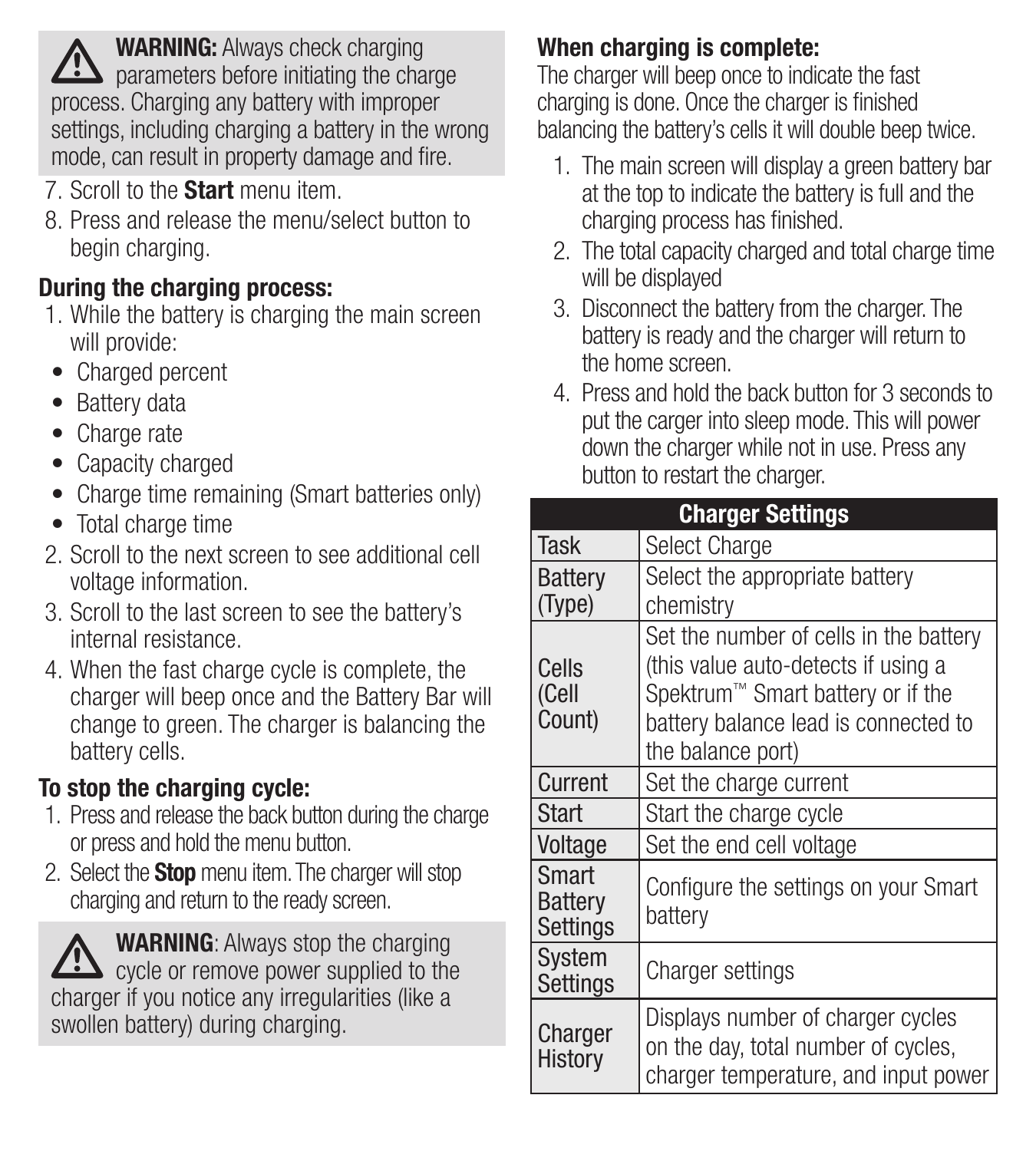**⚠ WARNING:** Always check charging parameters before initiating the charge process. Charging any battery with improper settings, including charging a battery in the wrong mode, can result in property damage and fire.

7. Scroll to the **Start** menu item.
8. Press and release the menu/select button to begin charging.

### During the charging process:

1. While the battery is charging the main screen will provide:
   - Charged percent
   - Battery data
   - Charge rate
   - Capacity charged
   - Charge time remaining (Smart batteries only)
   - Total charge time
2. Scroll to the next screen to see additional cell voltage information.
3. Scroll to the last screen to see the battery's internal resistance.
4. When the fast charge cycle is complete, the charger will beep once and the Battery Bar will change to green. The charger is balancing the battery cells.

### To stop the charging cycle:

1. Press and release the back button during the charge or press and hold the menu button.
2. Select the **Stop** menu item. The charger will stop charging and return to the ready screen.

**⚠ WARNING**: Always stop the charging cycle or remove power supplied to the charger if you notice any irregularities (like a swollen battery) during charging.

### When charging is complete:

The charger will beep once to indicate the fast charging is done. Once the charger is finished balancing the battery's cells it will double beep twice.

1. The main screen will display a green battery bar at the top to indicate the battery is full and the charging process has finished.
2. The total capacity charged and total charge time will be displayed
3. Disconnect the battery from the charger. The battery is ready and the charger will return to the home screen.
4. Press and hold the back button for 3 seconds to put the carger into sleep mode. This will power down the charger while not in use. Press any button to restart the charger.

| Charger Settings | |
|---|---|
| Task | Select Charge |
| Battery (Type) | Select the appropriate battery chemistry |
| Cells (Cell Count) | Set the number of cells in the battery (this value auto-detects if using a Spektrum™ Smart battery or if the battery balance lead is connected to the balance port) |
| Current | Set the charge current |
| Start | Start the charge cycle |
| Voltage | Set the end cell voltage |
| Smart Battery Settings | Configure the settings on your Smart battery |
| System Settings | Charger settings |
| Charger History | Displays number of charger cycles on the day, total number of cycles, charger temperature, and input power |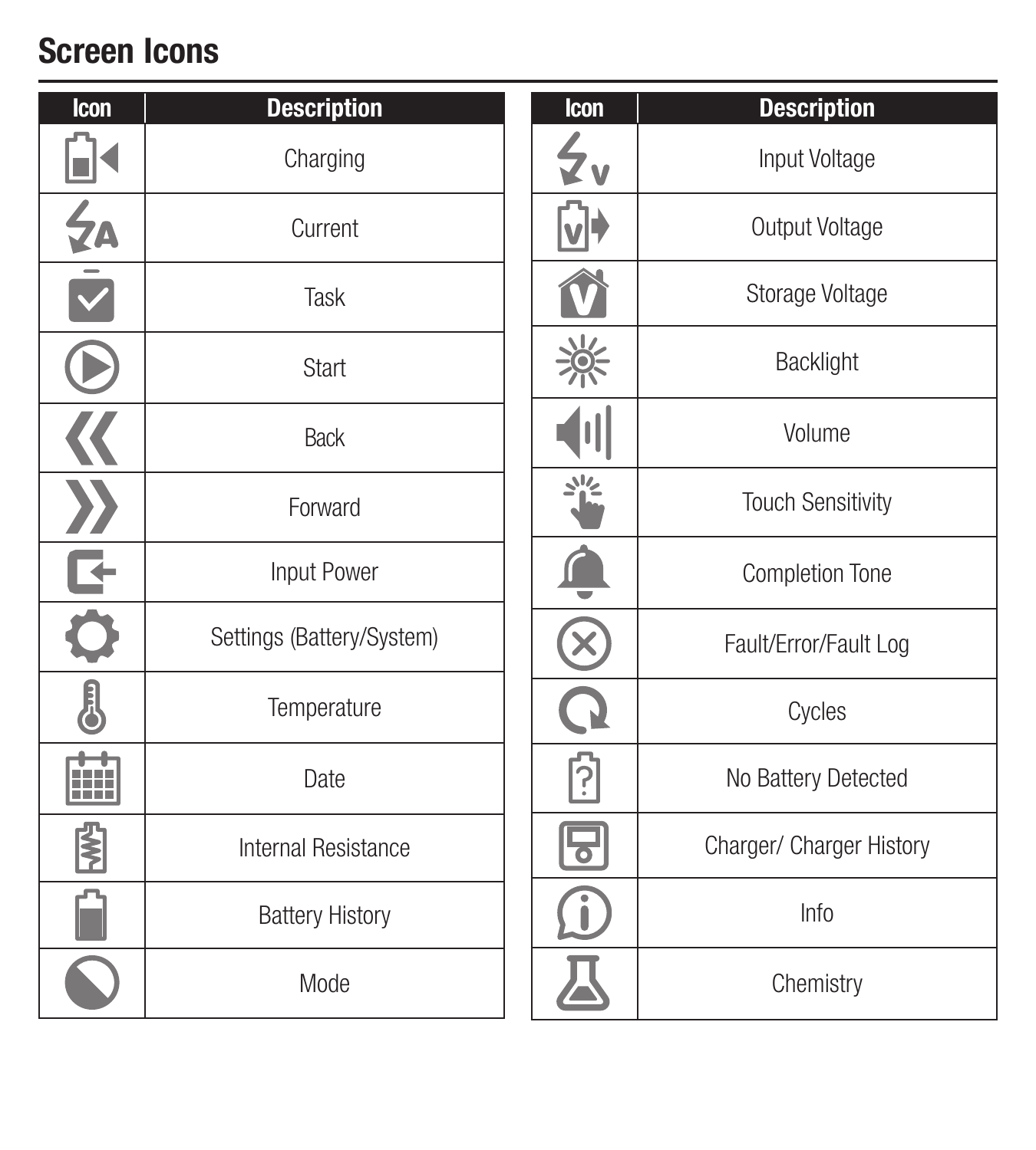## Screen Icons

| Icon | Description |
|---|---|
| | Charging |
| | Current |
| | Task |
| | Start |
| | Back |
| | Forward |
| | Input Power |
| | Settings (Battery/System) |
| | Temperature |
| | Date |
| | Internal Resistance |
| | Battery History |
| | Mode |

| Icon | Description |
|---|---|
| | Input Voltage |
| | Output Voltage |
| | Storage Voltage |
| | Backlight |
| | Volume |
| | Touch Sensitivity |
| | Completion Tone |
| | Fault/Error/Fault Log |
| | Cycles |
| | No Battery Detected |
| | Charger/ Charger History |
| | Info |
| | Chemistry |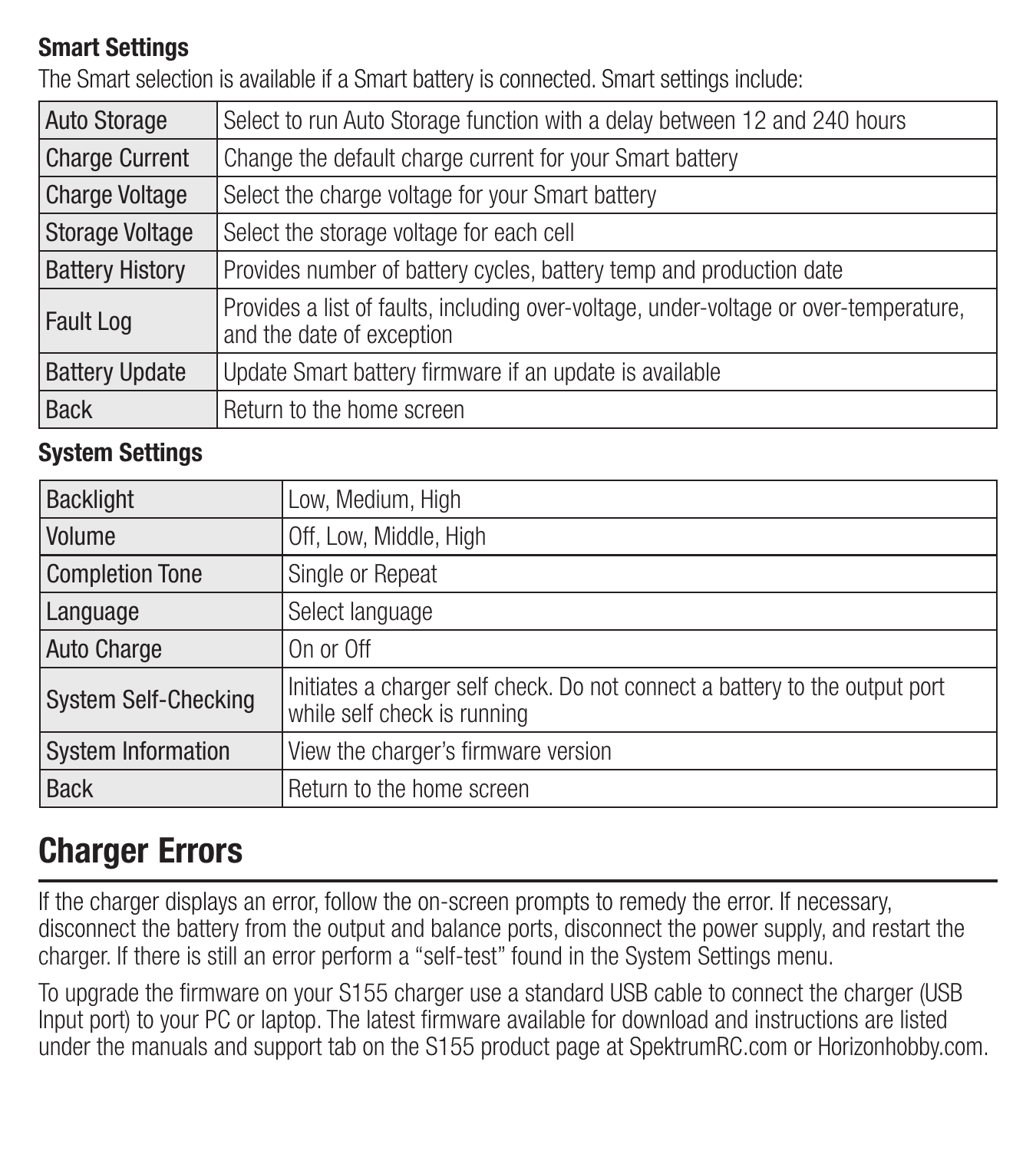### Smart Settings

The Smart selection is available if a Smart battery is connected. Smart settings include:

| | |
|---|---|
| Auto Storage | Select to run Auto Storage function with a delay between 12 and 240 hours |
| Charge Current | Change the default charge current for your Smart battery |
| Charge Voltage | Select the charge voltage for your Smart battery |
| Storage Voltage | Select the storage voltage for each cell |
| Battery History | Provides number of battery cycles, battery temp and production date |
| Fault Log | Provides a list of faults, including over-voltage, under-voltage or over-temperature, and the date of exception |
| Battery Update | Update Smart battery firmware if an update is available |
| Back | Return to the home screen |

### System Settings

| | |
|---|---|
| Backlight | Low, Medium, High |
| Volume | Off, Low, Middle, High |
| Completion Tone | Single or Repeat |
| Language | Select language |
| Auto Charge | On or Off |
| System Self-Checking | Initiates a charger self check. Do not connect a battery to the output port while self check is running |
| System Information | View the charger's firmware version |
| Back | Return to the home screen |

## Charger Errors

If the charger displays an error, follow the on-screen prompts to remedy the error. If necessary, disconnect the battery from the output and balance ports, disconnect the power supply, and restart the charger. If there is still an error perform a "self-test" found in the System Settings menu.

To upgrade the firmware on your S155 charger use a standard USB cable to connect the charger (USB Input port) to your PC or laptop. The latest firmware available for download and instructions are listed under the manuals and support tab on the S155 product page at SpektrumRC.com or Horizonhobby.com.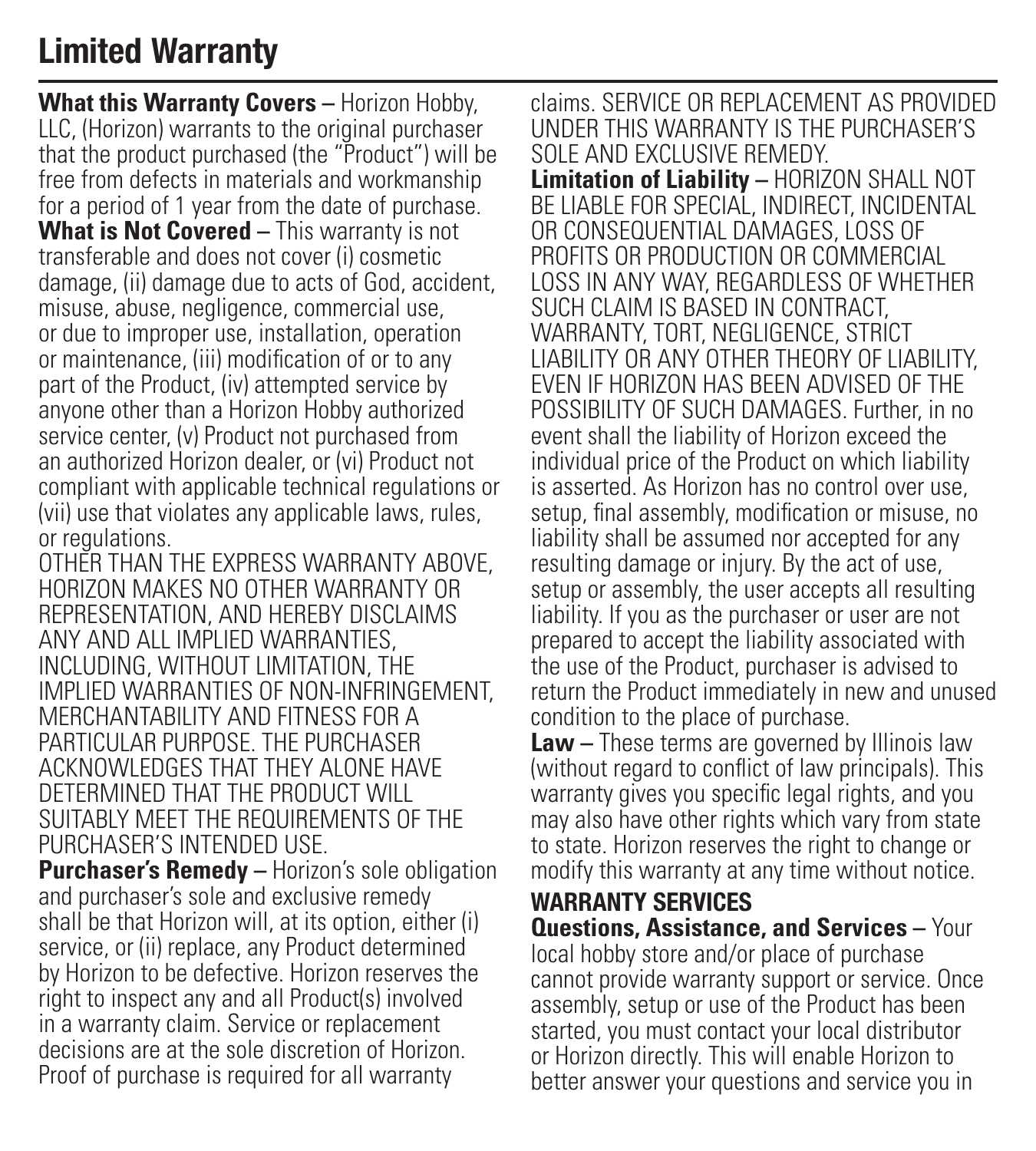# Limited Warranty

**What this Warranty Covers –** Horizon Hobby, LLC, (Horizon) warrants to the original purchaser that the product purchased (the "Product") will be free from defects in materials and workmanship for a period of 1 year from the date of purchase.

**What is Not Covered –** This warranty is not transferable and does not cover (i) cosmetic damage, (ii) damage due to acts of God, accident, misuse, abuse, negligence, commercial use, or due to improper use, installation, operation or maintenance, (iii) modification of or to any part of the Product, (iv) attempted service by anyone other than a Horizon Hobby authorized service center, (v) Product not purchased from an authorized Horizon dealer, or (vi) Product not compliant with applicable technical regulations or (vii) use that violates any applicable laws, rules, or regulations.

OTHER THAN THE EXPRESS WARRANTY ABOVE, HORIZON MAKES NO OTHER WARRANTY OR REPRESENTATION, AND HEREBY DISCLAIMS ANY AND ALL IMPLIED WARRANTIES, INCLUDING, WITHOUT LIMITATION, THE IMPLIED WARRANTIES OF NON-INFRINGEMENT, MERCHANTABILITY AND FITNESS FOR A PARTICULAR PURPOSE. THE PURCHASER ACKNOWLEDGES THAT THEY ALONE HAVE DETERMINED THAT THE PRODUCT WILL SUITABLY MEET THE REQUIREMENTS OF THE PURCHASER'S INTENDED USE.

**Purchaser's Remedy –** Horizon's sole obligation and purchaser's sole and exclusive remedy shall be that Horizon will, at its option, either (i) service, or (ii) replace, any Product determined by Horizon to be defective. Horizon reserves the right to inspect any and all Product(s) involved in a warranty claim. Service or replacement decisions are at the sole discretion of Horizon. Proof of purchase is required for all warranty claims. SERVICE OR REPLACEMENT AS PROVIDED UNDER THIS WARRANTY IS THE PURCHASER'S SOLE AND EXCLUSIVE REMEDY.

**Limitation of Liability –** HORIZON SHALL NOT BE LIABLE FOR SPECIAL, INDIRECT, INCIDENTAL OR CONSEQUENTIAL DAMAGES, LOSS OF PROFITS OR PRODUCTION OR COMMERCIAL LOSS IN ANY WAY, REGARDLESS OF WHETHER SUCH CLAIM IS BASED IN CONTRACT, WARRANTY, TORT, NEGLIGENCE, STRICT LIABILITY OR ANY OTHER THEORY OF LIABILITY, EVEN IF HORIZON HAS BEEN ADVISED OF THE POSSIBILITY OF SUCH DAMAGES. Further, in no event shall the liability of Horizon exceed the individual price of the Product on which liability is asserted. As Horizon has no control over use, setup, final assembly, modification or misuse, no liability shall be assumed nor accepted for any resulting damage or injury. By the act of use, setup or assembly, the user accepts all resulting liability. If you as the purchaser or user are not prepared to accept the liability associated with the use of the Product, purchaser is advised to return the Product immediately in new and unused condition to the place of purchase.

**Law –** These terms are governed by Illinois law (without regard to conflict of law principals). This warranty gives you specific legal rights, and you may also have other rights which vary from state to state. Horizon reserves the right to change or modify this warranty at any time without notice.

## WARRANTY SERVICES

**Questions, Assistance, and Services –** Your local hobby store and/or place of purchase cannot provide warranty support or service. Once assembly, setup or use of the Product has been started, you must contact your local distributor or Horizon directly. This will enable Horizon to better answer your questions and service you in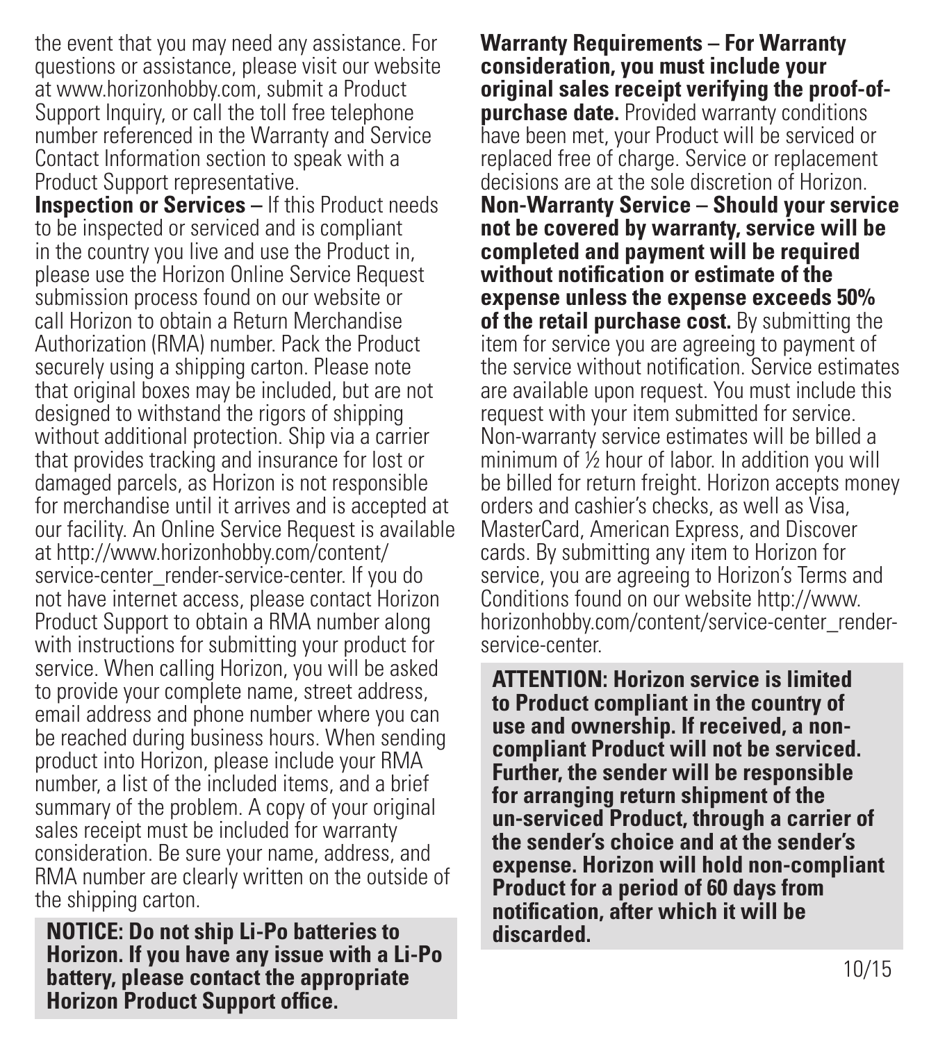the event that you may need any assistance. For questions or assistance, please visit our website at www.horizonhobby.com, submit a Product Support Inquiry, or call the toll free telephone number referenced in the Warranty and Service Contact Information section to speak with a Product Support representative.

**Inspection or Services –** If this Product needs to be inspected or serviced and is compliant in the country you live and use the Product in, please use the Horizon Online Service Request submission process found on our website or call Horizon to obtain a Return Merchandise Authorization (RMA) number. Pack the Product securely using a shipping carton. Please note that original boxes may be included, but are not designed to withstand the rigors of shipping without additional protection. Ship via a carrier that provides tracking and insurance for lost or damaged parcels, as Horizon is not responsible for merchandise until it arrives and is accepted at our facility. An Online Service Request is available at http://www.horizonhobby.com/content/service-center_render-service-center. If you do not have internet access, please contact Horizon Product Support to obtain a RMA number along with instructions for submitting your product for service. When calling Horizon, you will be asked to provide your complete name, street address, email address and phone number where you can be reached during business hours. When sending product into Horizon, please include your RMA number, a list of the included items, and a brief summary of the problem. A copy of your original sales receipt must be included for warranty consideration. Be sure your name, address, and RMA number are clearly written on the outside of the shipping carton.

**NOTICE: Do not ship Li-Po batteries to Horizon. If you have any issue with a Li-Po battery, please contact the appropriate Horizon Product Support office.**

**Warranty Requirements – For Warranty consideration, you must include your original sales receipt verifying the proof-of-purchase date.** Provided warranty conditions have been met, your Product will be serviced or replaced free of charge. Service or replacement decisions are at the sole discretion of Horizon.

**Non-Warranty Service – Should your service not be covered by warranty, service will be completed and payment will be required without notification or estimate of the expense unless the expense exceeds 50% of the retail purchase cost.** By submitting the item for service you are agreeing to payment of the service without notification. Service estimates are available upon request. You must include this request with your item submitted for service. Non-warranty service estimates will be billed a minimum of ½ hour of labor. In addition you will be billed for return freight. Horizon accepts money orders and cashier's checks, as well as Visa, MasterCard, American Express, and Discover cards. By submitting any item to Horizon for service, you are agreeing to Horizon's Terms and Conditions found on our website http://www.horizonhobby.com/content/service-center_render-service-center.

**ATTENTION: Horizon service is limited to Product compliant in the country of use and ownership. If received, a non-compliant Product will not be serviced. Further, the sender will be responsible for arranging return shipment of the un-serviced Product, through a carrier of the sender's choice and at the sender's expense. Horizon will hold non-compliant Product for a period of 60 days from notification, after which it will be discarded.**

10/15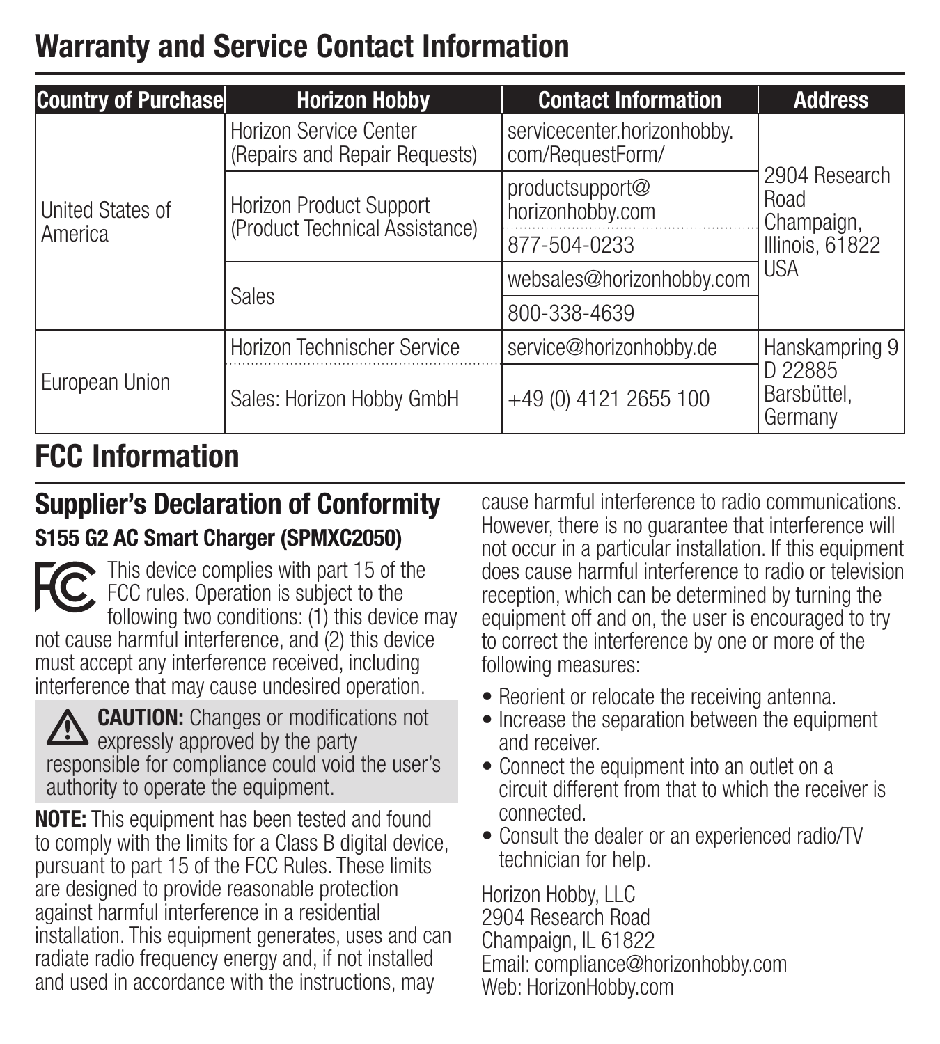# Warranty and Service Contact Information

| Country of Purchase | Horizon Hobby | Contact Information | Address |
|---|---|---|---|
| United States of America | Horizon Service Center (Repairs and Repair Requests) | servicecenter.horizonhobby.com/RequestForm/ | 2904 Research Road Champaign, Illinois, 61822 USA |
| | Horizon Product Support (Product Technical Assistance) | productsupport@horizonhobby.com | |
| | | 877-504-0233 | |
| | Sales | websales@horizonhobby.com | |
| | | 800-338-4639 | |
| European Union | Horizon Technischer Service | service@horizonhobby.de | Hanskampring 9 D 22885 Barsbüttel, Germany |
| | Sales: Horizon Hobby GmbH | +49 (0) 4121 2655 100 | |

# FCC Information

## Supplier's Declaration of Conformity

### S155 G2 AC Smart Charger (SPMXC2050)

This device complies with part 15 of the FCC rules. Operation is subject to the following two conditions: (1) this device may not cause harmful interference, and (2) this device must accept any interference received, including interference that may cause undesired operation.

**CAUTION:** Changes or modifications not expressly approved by the party responsible for compliance could void the user's authority to operate the equipment.

**NOTE:** This equipment has been tested and found to comply with the limits for a Class B digital device, pursuant to part 15 of the FCC Rules. These limits are designed to provide reasonable protection against harmful interference in a residential installation. This equipment generates, uses and can radiate radio frequency energy and, if not installed and used in accordance with the instructions, may cause harmful interference to radio communications. However, there is no guarantee that interference will not occur in a particular installation. If this equipment does cause harmful interference to radio or television reception, which can be determined by turning the equipment off and on, the user is encouraged to try to correct the interference by one or more of the following measures:

- Reorient or relocate the receiving antenna.
- Increase the separation between the equipment and receiver.
- Connect the equipment into an outlet on a circuit different from that to which the receiver is connected.
- Consult the dealer or an experienced radio/TV technician for help.

Horizon Hobby, LLC
2904 Research Road
Champaign, IL 61822
Email: compliance@horizonhobby.com
Web: HorizonHobby.com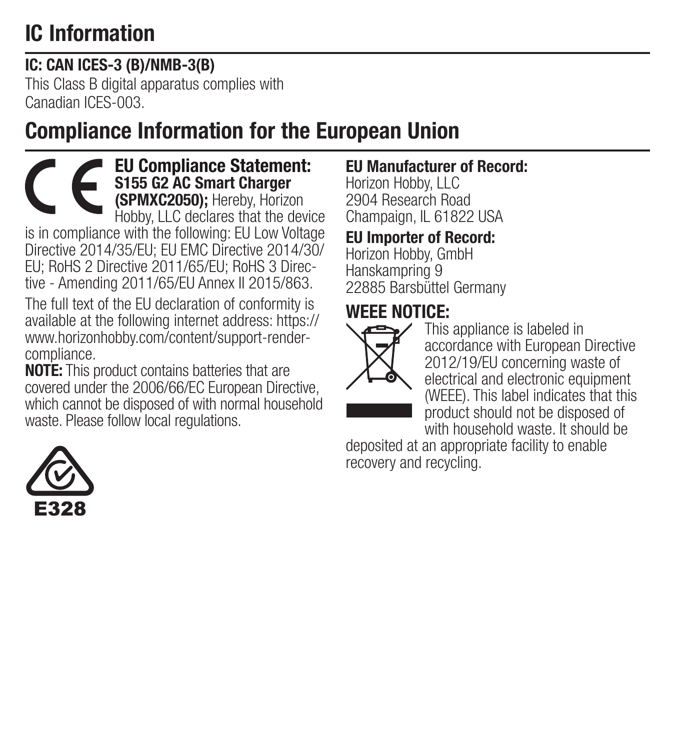# IC Information

**IC: CAN ICES-3 (B)/NMB-3(B)**
This Class B digital apparatus complies with Canadian ICES-003.

# Compliance Information for the European Union

**EU Compliance Statement:**
**S155 G2 AC Smart Charger (SPMXC2050);** Hereby, Horizon Hobby, LLC declares that the device is in compliance with the following: EU Low Voltage Directive 2014/35/EU; EU EMC Directive 2014/30/EU; RoHS 2 Directive 2011/65/EU; RoHS 3 Directive - Amending 2011/65/EU Annex II 2015/863.

The full text of the EU declaration of conformity is available at the following internet address: https://www.horizonhobby.com/content/support-render-compliance.

**NOTE:** This product contains batteries that are covered under the 2006/66/EC European Directive, which cannot be disposed of with normal household waste. Please follow local regulations.

E328

**EU Manufacturer of Record:**
Horizon Hobby, LLC
2904 Research Road
Champaign, IL 61822 USA

**EU Importer of Record:**
Horizon Hobby, GmbH
Hanskampring 9
22885 Barsbüttel Germany

## WEEE NOTICE:

This appliance is labeled in accordance with European Directive 2012/19/EU concerning waste of electrical and electronic equipment (WEEE). This label indicates that this product should not be disposed of with household waste. It should be deposited at an appropriate facility to enable recovery and recycling.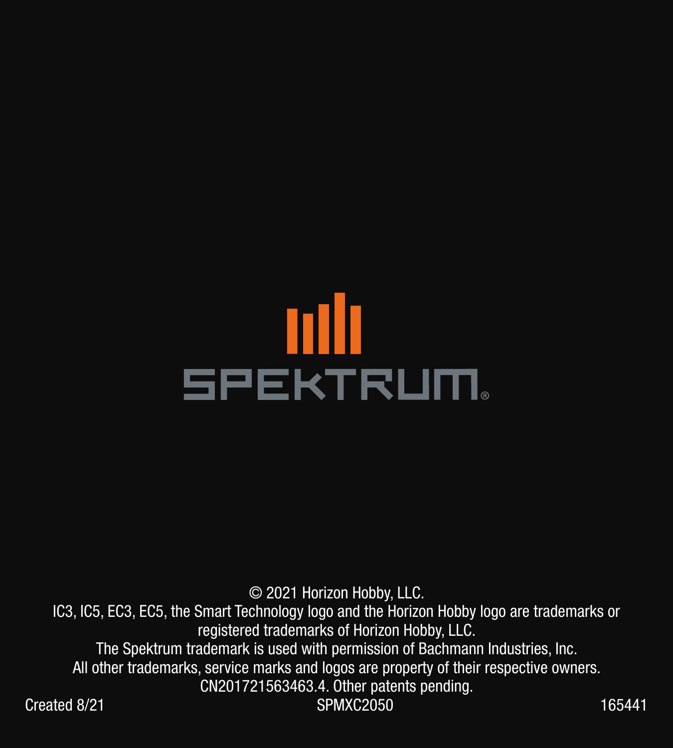© 2021 Horizon Hobby, LLC.
IC3, IC5, EC3, EC5, the Smart Technology logo and the Horizon Hobby logo are trademarks or registered trademarks of Horizon Hobby, LLC.
The Spektrum trademark is used with permission of Bachmann Industries, Inc.
All other trademarks, service marks and logos are property of their respective owners.
CN201721563463.4. Other patents pending.

Created 8/21 SPMXC2050 165441